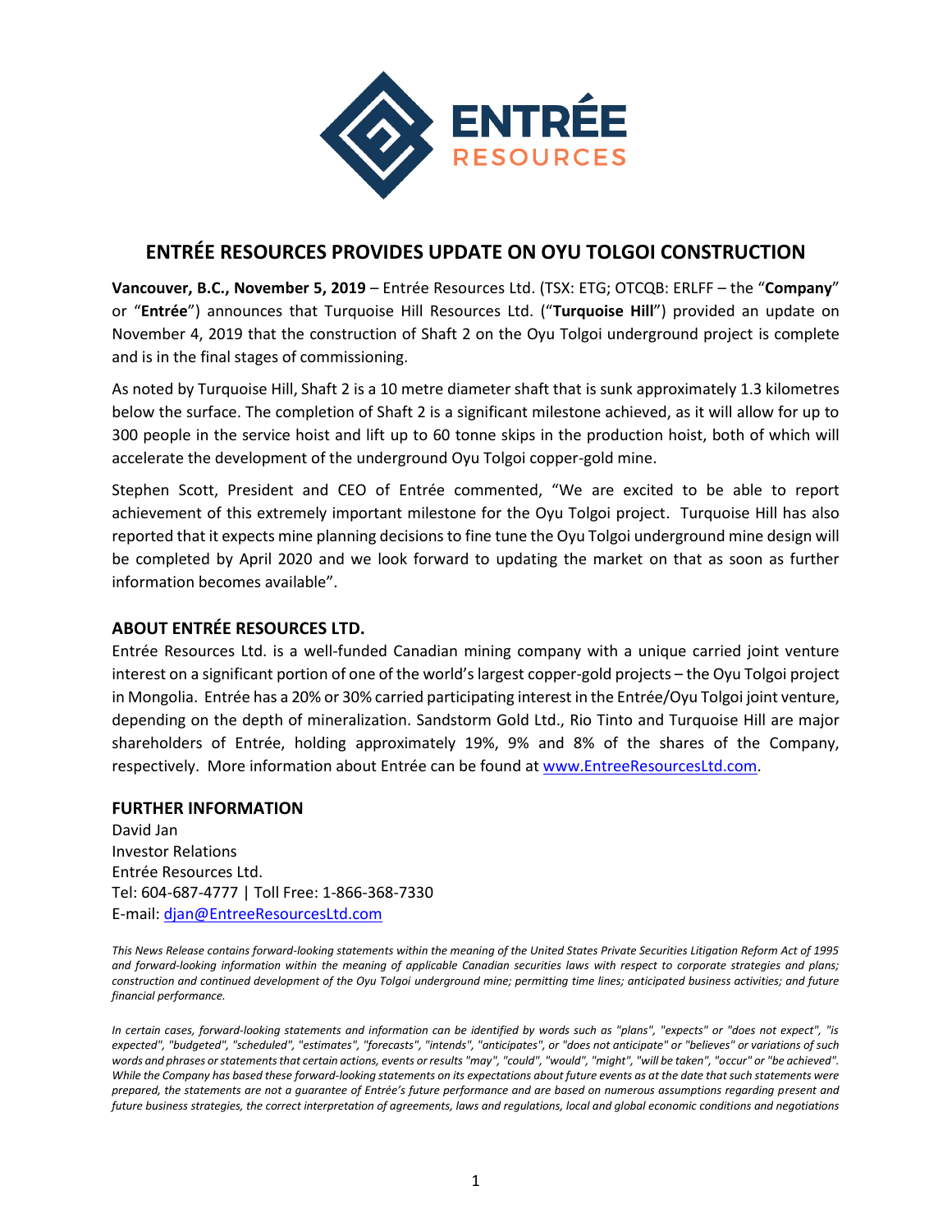# ENTRÉE RESOURCES PROVIDES UPDATE ON OYU TOLGOI CONSTRUCTION

**Vancouver, B.C., November 5, 2019** – Entrée Resources Ltd. (TSX: ETG; OTCQB: ERLFF – the "**Company**" or "**Entrée**") announces that Turquoise Hill Resources Ltd. ("**Turquoise Hill**") provided an update on November 4, 2019 that the construction of Shaft 2 on the Oyu Tolgoi underground project is complete and is in the final stages of commissioning.

As noted by Turquoise Hill, Shaft 2 is a 10 metre diameter shaft that is sunk approximately 1.3 kilometres below the surface. The completion of Shaft 2 is a significant milestone achieved, as it will allow for up to 300 people in the service hoist and lift up to 60 tonne skips in the production hoist, both of which will accelerate the development of the underground Oyu Tolgoi copper-gold mine.

Stephen Scott, President and CEO of Entrée commented, "We are excited to be able to report achievement of this extremely important milestone for the Oyu Tolgoi project. Turquoise Hill has also reported that it expects mine planning decisions to fine tune the Oyu Tolgoi underground mine design will be completed by April 2020 and we look forward to updating the market on that as soon as further information becomes available".

## ABOUT ENTRÉE RESOURCES LTD.

Entrée Resources Ltd. is a well-funded Canadian mining company with a unique carried joint venture interest on a significant portion of one of the world's largest copper-gold projects – the Oyu Tolgoi project in Mongolia. Entrée has a 20% or 30% carried participating interest in the Entrée/Oyu Tolgoi joint venture, depending on the depth of mineralization. Sandstorm Gold Ltd., Rio Tinto and Turquoise Hill are major shareholders of Entrée, holding approximately 19%, 9% and 8% of the shares of the Company, respectively. More information about Entrée can be found at www.EntreeResourcesLtd.com.

## FURTHER INFORMATION

David Jan
Investor Relations
Entrée Resources Ltd.
Tel: 604-687-4777 | Toll Free: 1-866-368-7330
E-mail: djan@EntreeResourcesLtd.com

*This News Release contains forward-looking statements within the meaning of the United States Private Securities Litigation Reform Act of 1995 and forward-looking information within the meaning of applicable Canadian securities laws with respect to corporate strategies and plans; construction and continued development of the Oyu Tolgoi underground mine; permitting time lines; anticipated business activities; and future financial performance.*

*In certain cases, forward-looking statements and information can be identified by words such as "plans", "expects" or "does not expect", "is expected", "budgeted", "scheduled", "estimates", "forecasts", "intends", "anticipates", or "does not anticipate" or "believes" or variations of such words and phrases or statements that certain actions, events or results "may", "could", "would", "might", "will be taken", "occur" or "be achieved". While the Company has based these forward-looking statements on its expectations about future events as at the date that such statements were prepared, the statements are not a guarantee of Entrée's future performance and are based on numerous assumptions regarding present and future business strategies, the correct interpretation of agreements, laws and regulations, local and global economic conditions and negotiations*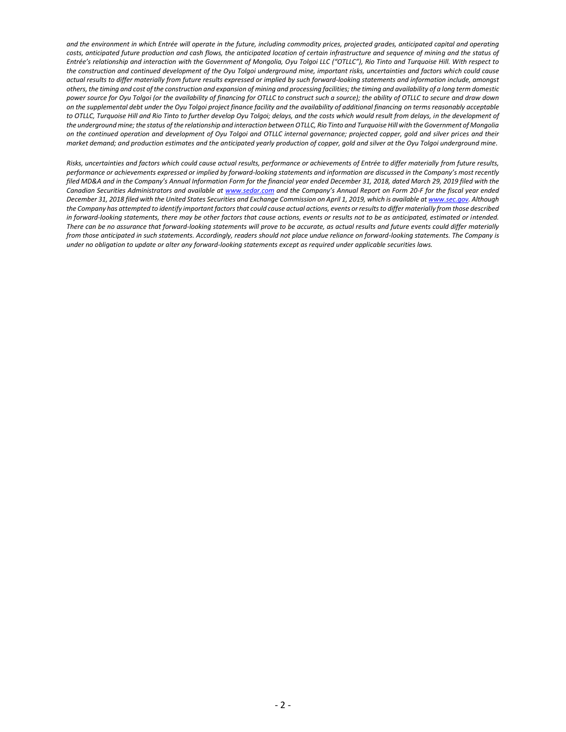*and the environment in which Entrée will operate in the future, including commodity prices, projected grades, anticipated capital and operating costs, anticipated future production and cash flows, the anticipated location of certain infrastructure and sequence of mining and the status of Entrée's relationship and interaction with the Government of Mongolia, Oyu Tolgoi LLC ("OTLLC"), Rio Tinto and Turquoise Hill. With respect to the construction and continued development of the Oyu Tolgoi underground mine, important risks, uncertainties and factors which could cause actual results to differ materially from future results expressed or implied by such forward-looking statements and information include, amongst others, the timing and cost of the construction and expansion of mining and processing facilities; the timing and availability of a long term domestic power source for Oyu Tolgoi (or the availability of financing for OTLLC to construct such a source); the ability of OTLLC to secure and draw down on the supplemental debt under the Oyu Tolgoi project finance facility and the availability of additional financing on terms reasonably acceptable to OTLLC, Turquoise Hill and Rio Tinto to further develop Oyu Tolgoi; delays, and the costs which would result from delays, in the development of the underground mine; the status of the relationship and interaction between OTLLC, Rio Tinto and Turquoise Hill with the Government of Mongolia on the continued operation and development of Oyu Tolgoi and OTLLC internal governance; projected copper, gold and silver prices and their market demand; and production estimates and the anticipated yearly production of copper, gold and silver at the Oyu Tolgoi underground mine.*

*Risks, uncertainties and factors which could cause actual results, performance or achievements of Entrée to differ materially from future results, performance or achievements expressed or implied by forward-looking statements and information are discussed in the Company's most recently filed MD&A and in the Company's Annual Information Form for the financial year ended December 31, 2018, dated March 29, 2019 filed with the Canadian Securities Administrators and available at www.sedar.com and the Company's Annual Report on Form 20-F for the fiscal year ended December 31, 2018 filed with the United States Securities and Exchange Commission on April 1, 2019, which is available at www.sec.gov. Although the Company has attempted to identify important factors that could cause actual actions, events or results to differ materially from those described in forward-looking statements, there may be other factors that cause actions, events or results not to be as anticipated, estimated or intended. There can be no assurance that forward-looking statements will prove to be accurate, as actual results and future events could differ materially from those anticipated in such statements. Accordingly, readers should not place undue reliance on forward-looking statements. The Company is under no obligation to update or alter any forward-looking statements except as required under applicable securities laws.*